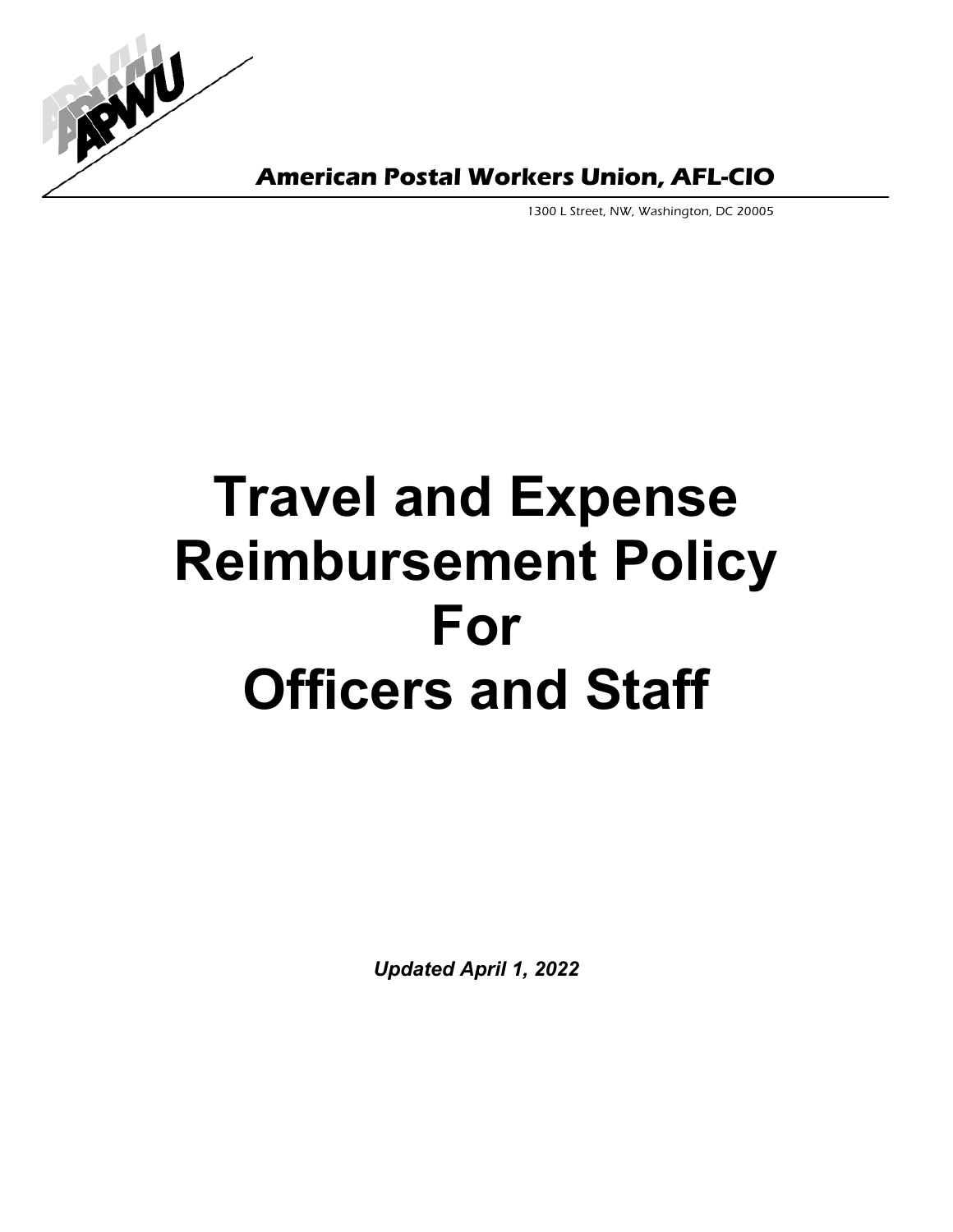**American Postal Workers Union, AFL-CIO**

1300 L Street, NW, Washington, DC 20005

# Travel and Expense Reimbursement Policy For Officers and Staff

***Updated April 1, 2022***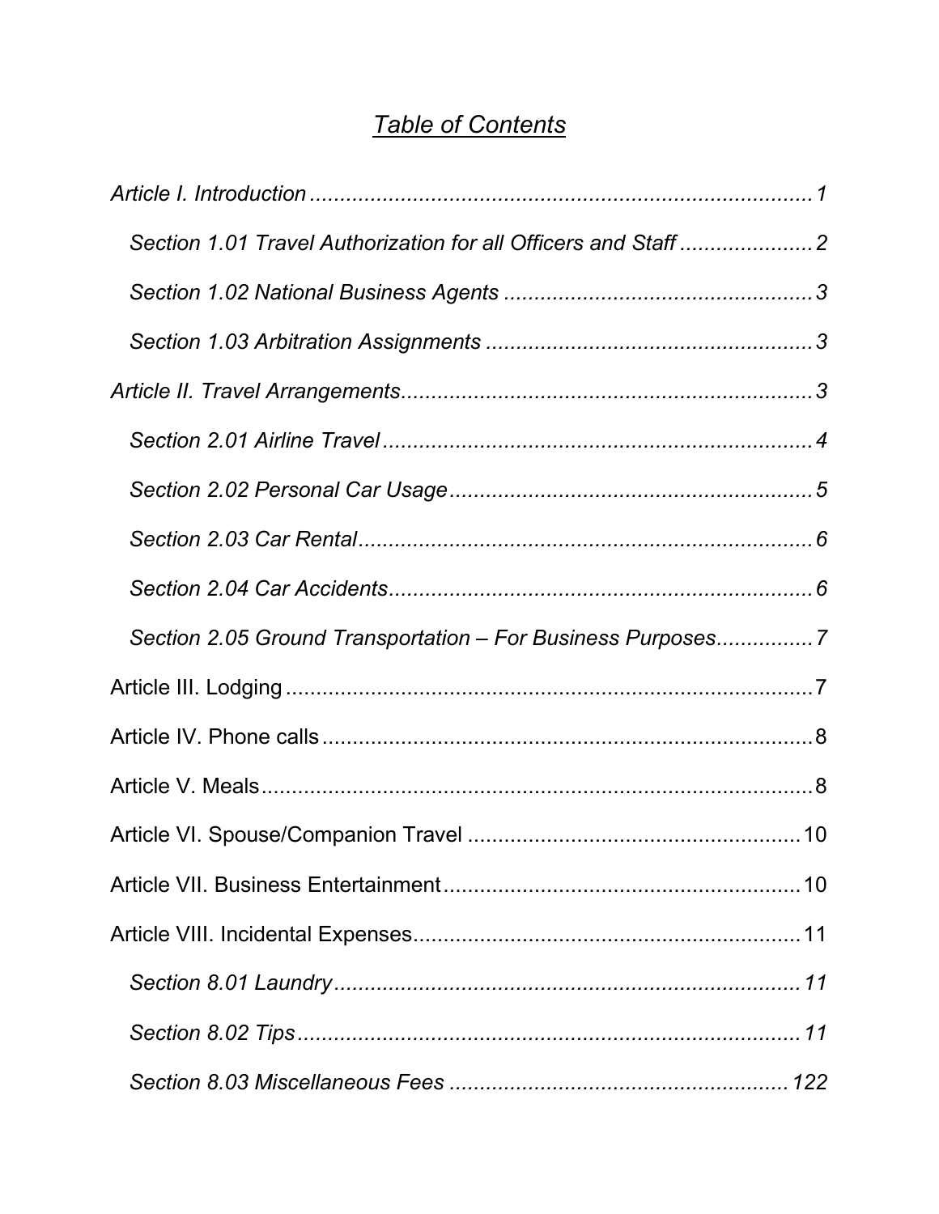# *Table of Contents*

*Article I. Introduction* ........................................................................ 1

*Section 1.01 Travel Authorization for all Officers and Staff* ...................... 2

*Section 1.02 National Business Agents* .................................................. 3

*Section 1.03 Arbitration Assignments* ..................................................... 3

*Article II. Travel Arrangements*................................................................... 3

*Section 2.01 Airline Travel* ....................................................................... 4

*Section 2.02 Personal Car Usage* ............................................................ 5

*Section 2.03 Car Rental* ............................................................................ 6

*Section 2.04 Car Accidents*....................................................................... 6

*Section 2.05 Ground Transportation – For Business Purposes*................ 7

Article III. Lodging ........................................................................................ 7

Article IV. Phone calls .................................................................................. 8

Article V. Meals............................................................................................. 8

Article VI. Spouse/Companion Travel ........................................................ 10

Article VII. Business Entertainment ........................................................... 10

Article VIII. Incidental Expenses................................................................. 11

*Section 8.01 Laundry* .............................................................................. 11

*Section 8.02 Tips* .................................................................................... 11

*Section 8.03 Miscellaneous Fees* ......................................................... 122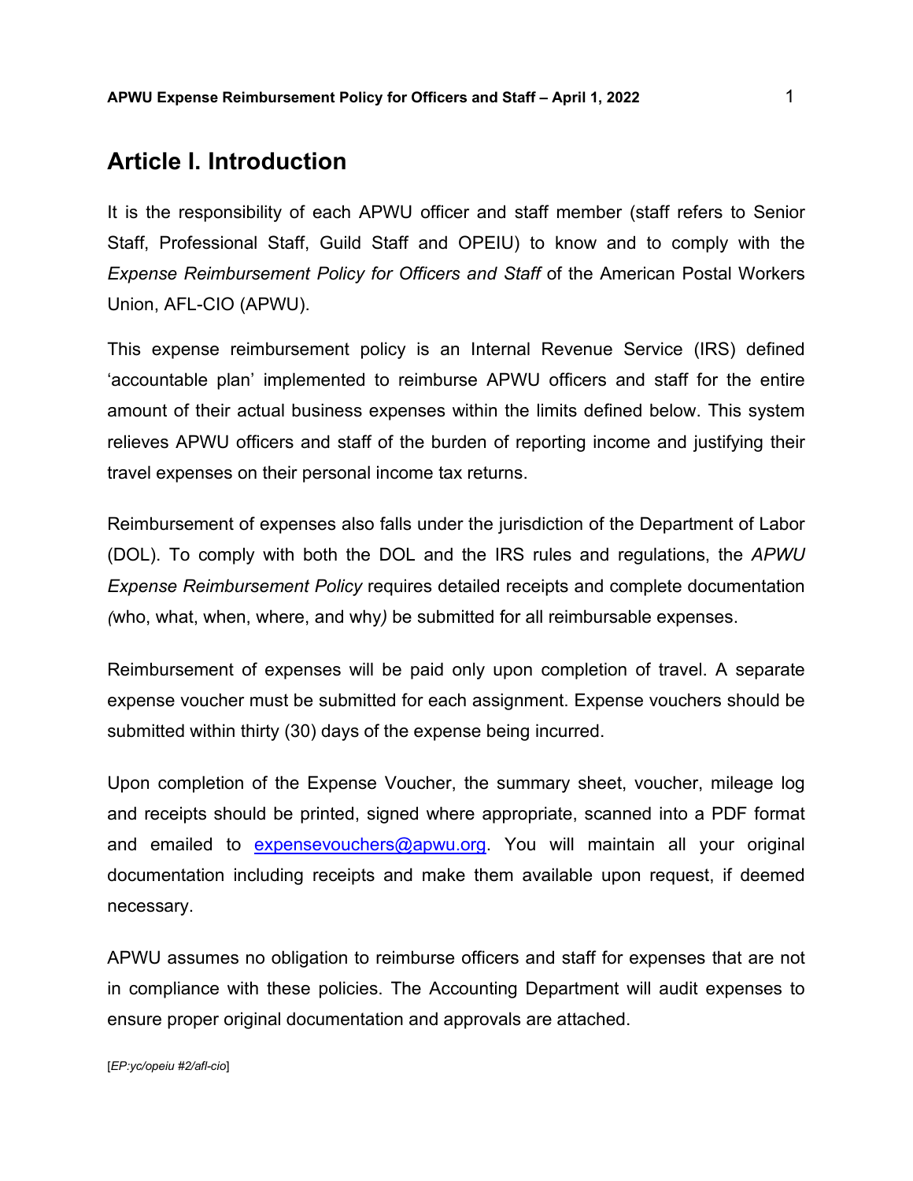# Article I. Introduction

It is the responsibility of each APWU officer and staff member (staff refers to Senior Staff, Professional Staff, Guild Staff and OPEIU) to know and to comply with the *Expense Reimbursement Policy for Officers and Staff* of the American Postal Workers Union, AFL-CIO (APWU).

This expense reimbursement policy is an Internal Revenue Service (IRS) defined 'accountable plan' implemented to reimburse APWU officers and staff for the entire amount of their actual business expenses within the limits defined below. This system relieves APWU officers and staff of the burden of reporting income and justifying their travel expenses on their personal income tax returns.

Reimbursement of expenses also falls under the jurisdiction of the Department of Labor (DOL). To comply with both the DOL and the IRS rules and regulations, the *APWU Expense Reimbursement Policy* requires detailed receipts and complete documentation *(*who, what, when, where, and why*)* be submitted for all reimbursable expenses.

Reimbursement of expenses will be paid only upon completion of travel. A separate expense voucher must be submitted for each assignment. Expense vouchers should be submitted within thirty (30) days of the expense being incurred.

Upon completion of the Expense Voucher, the summary sheet, voucher, mileage log and receipts should be printed, signed where appropriate, scanned into a PDF format and emailed to expensevouchers@apwu.org. You will maintain all your original documentation including receipts and make them available upon request, if deemed necessary.

APWU assumes no obligation to reimburse officers and staff for expenses that are not in compliance with these policies. The Accounting Department will audit expenses to ensure proper original documentation and approvals are attached.

[*EP:yc/opeiu #2/afl-cio*]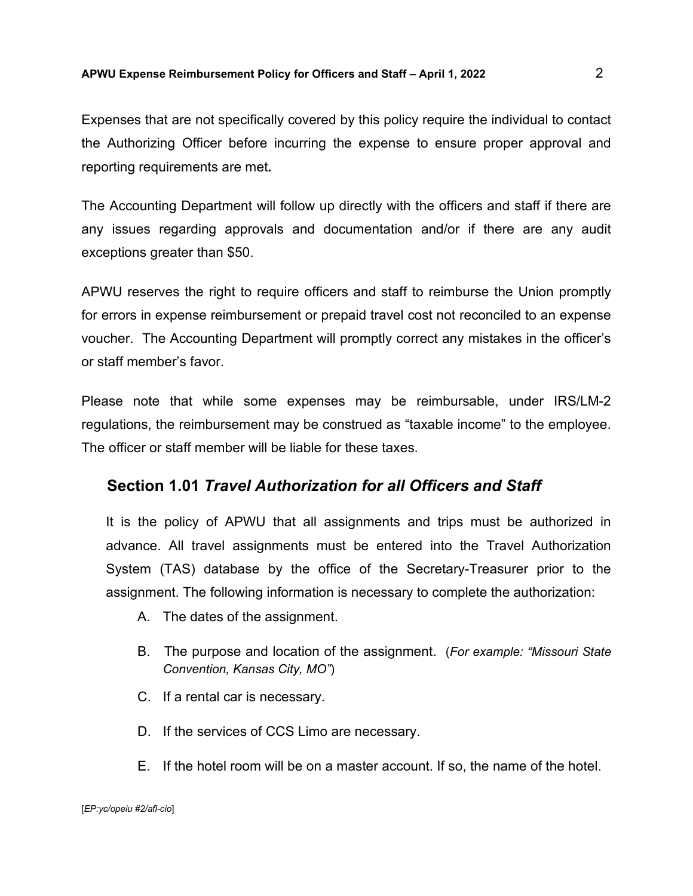Expenses that are not specifically covered by this policy require the individual to contact the Authorizing Officer before incurring the expense to ensure proper approval and reporting requirements are met**.**

The Accounting Department will follow up directly with the officers and staff if there are any issues regarding approvals and documentation and/or if there are any audit exceptions greater than $50.

APWU reserves the right to require officers and staff to reimburse the Union promptly for errors in expense reimbursement or prepaid travel cost not reconciled to an expense voucher. The Accounting Department will promptly correct any mistakes in the officer's or staff member's favor.

Please note that while some expenses may be reimbursable, under IRS/LM-2 regulations, the reimbursement may be construed as "taxable income" to the employee. The officer or staff member will be liable for these taxes.

## Section 1.01 *Travel Authorization for all Officers and Staff*

It is the policy of APWU that all assignments and trips must be authorized in advance. All travel assignments must be entered into the Travel Authorization System (TAS) database by the office of the Secretary-Treasurer prior to the assignment. The following information is necessary to complete the authorization:

A. The dates of the assignment.

B. The purpose and location of the assignment. (*For example: "Missouri State Convention, Kansas City, MO"*)

C. If a rental car is necessary.

D. If the services of CCS Limo are necessary.

E. If the hotel room will be on a master account. If so, the name of the hotel.

[*EP:yc/opeiu #2/afl-cio*]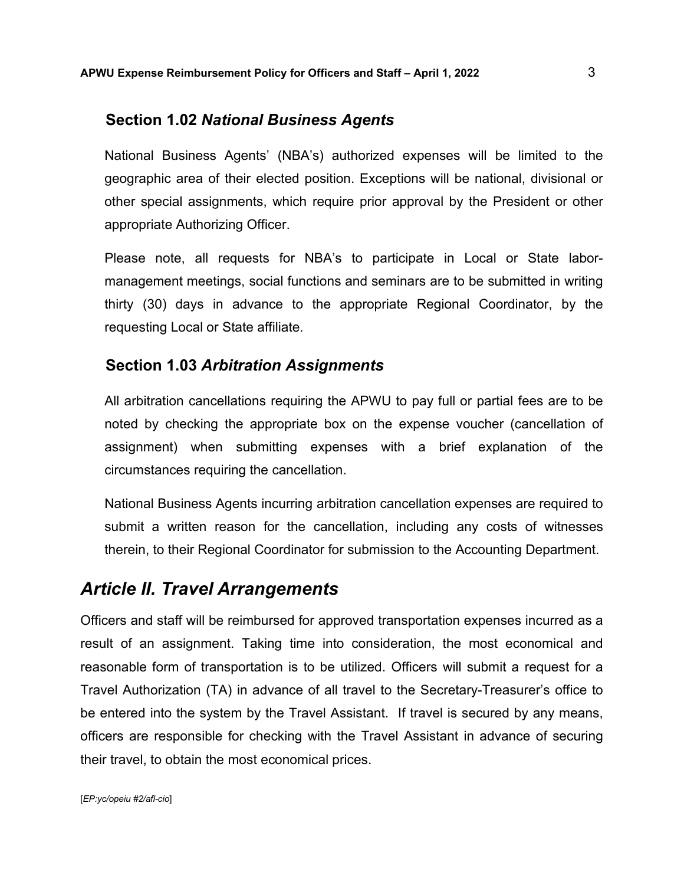### Section 1.02 *National Business Agents*

National Business Agents' (NBA's) authorized expenses will be limited to the geographic area of their elected position. Exceptions will be national, divisional or other special assignments, which require prior approval by the President or other appropriate Authorizing Officer.

Please note, all requests for NBA's to participate in Local or State labor-management meetings, social functions and seminars are to be submitted in writing thirty (30) days in advance to the appropriate Regional Coordinator, by the requesting Local or State affiliate.

### Section 1.03 *Arbitration Assignments*

All arbitration cancellations requiring the APWU to pay full or partial fees are to be noted by checking the appropriate box on the expense voucher (cancellation of assignment) when submitting expenses with a brief explanation of the circumstances requiring the cancellation.

National Business Agents incurring arbitration cancellation expenses are required to submit a written reason for the cancellation, including any costs of witnesses therein, to their Regional Coordinator for submission to the Accounting Department.

## *Article II. Travel Arrangements*

Officers and staff will be reimbursed for approved transportation expenses incurred as a result of an assignment. Taking time into consideration, the most economical and reasonable form of transportation is to be utilized. Officers will submit a request for a Travel Authorization (TA) in advance of all travel to the Secretary-Treasurer's office to be entered into the system by the Travel Assistant. If travel is secured by any means, officers are responsible for checking with the Travel Assistant in advance of securing their travel, to obtain the most economical prices.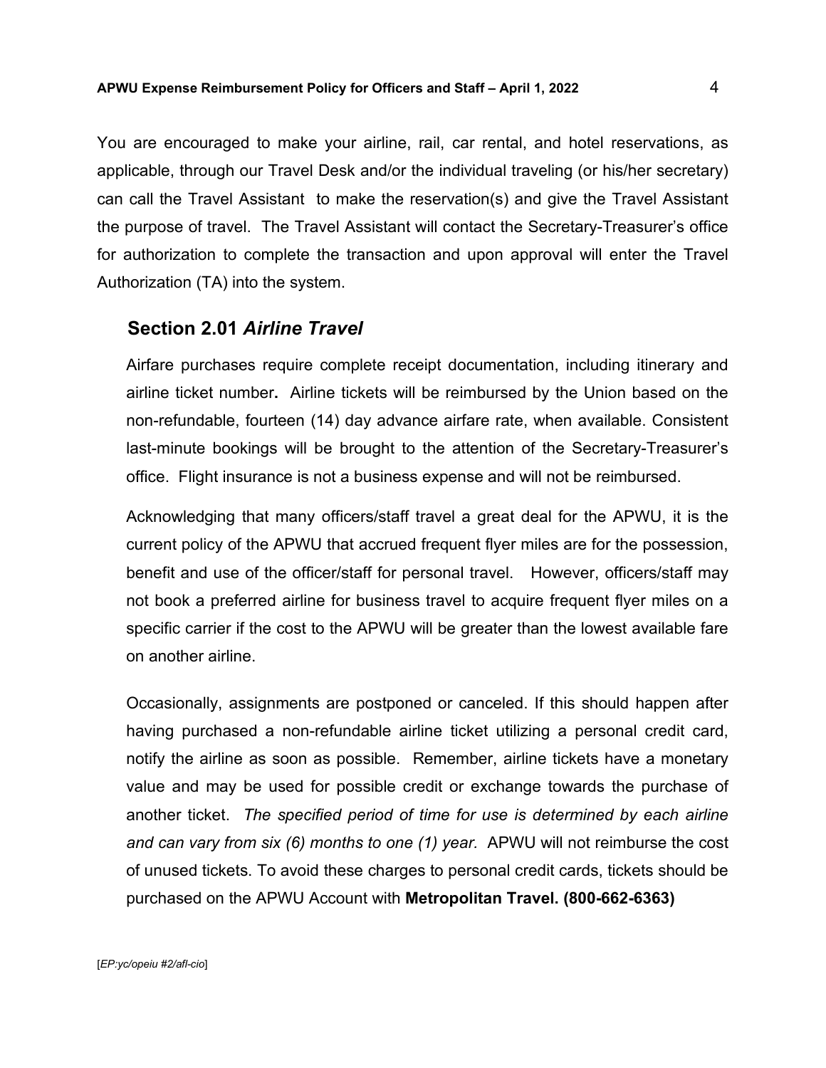You are encouraged to make your airline, rail, car rental, and hotel reservations, as applicable, through our Travel Desk and/or the individual traveling (or his/her secretary) can call the Travel Assistant to make the reservation(s) and give the Travel Assistant the purpose of travel. The Travel Assistant will contact the Secretary-Treasurer's office for authorization to complete the transaction and upon approval will enter the Travel Authorization (TA) into the system.

## Section 2.01 *Airline Travel*

Airfare purchases require complete receipt documentation, including itinerary and airline ticket number**.** Airline tickets will be reimbursed by the Union based on the non-refundable, fourteen (14) day advance airfare rate, when available. Consistent last-minute bookings will be brought to the attention of the Secretary-Treasurer's office. Flight insurance is not a business expense and will not be reimbursed.

Acknowledging that many officers/staff travel a great deal for the APWU, it is the current policy of the APWU that accrued frequent flyer miles are for the possession, benefit and use of the officer/staff for personal travel. However, officers/staff may not book a preferred airline for business travel to acquire frequent flyer miles on a specific carrier if the cost to the APWU will be greater than the lowest available fare on another airline.

Occasionally, assignments are postponed or canceled. If this should happen after having purchased a non-refundable airline ticket utilizing a personal credit card, notify the airline as soon as possible. Remember, airline tickets have a monetary value and may be used for possible credit or exchange towards the purchase of another ticket. *The specified period of time for use is determined by each airline and can vary from six (6) months to one (1) year.* APWU will not reimburse the cost of unused tickets. To avoid these charges to personal credit cards, tickets should be purchased on the APWU Account with **Metropolitan Travel. (800-662-6363)**

[*EP:yc/opeiu #2/afl-cio*]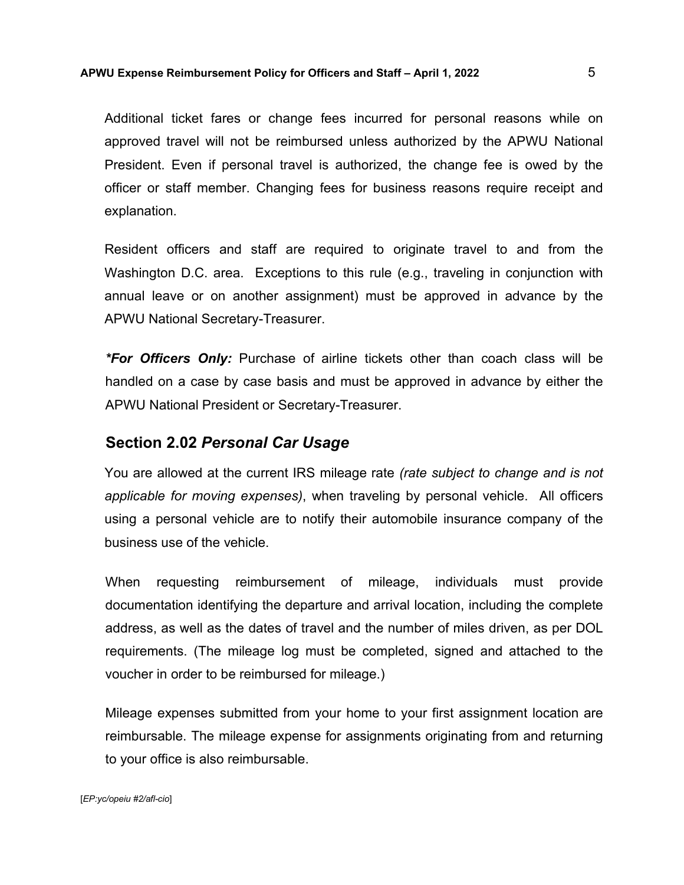Additional ticket fares or change fees incurred for personal reasons while on approved travel will not be reimbursed unless authorized by the APWU National President. Even if personal travel is authorized, the change fee is owed by the officer or staff member. Changing fees for business reasons require receipt and explanation.

Resident officers and staff are required to originate travel to and from the Washington D.C. area. Exceptions to this rule (e.g., traveling in conjunction with annual leave or on another assignment) must be approved in advance by the APWU National Secretary-Treasurer.

***For Officers Only:*** Purchase of airline tickets other than coach class will be handled on a case by case basis and must be approved in advance by either the APWU National President or Secretary-Treasurer.

## Section 2.02 *Personal Car Usage*

You are allowed at the current IRS mileage rate *(rate subject to change and is not applicable for moving expenses)*, when traveling by personal vehicle. All officers using a personal vehicle are to notify their automobile insurance company of the business use of the vehicle.

When requesting reimbursement of mileage, individuals must provide documentation identifying the departure and arrival location, including the complete address, as well as the dates of travel and the number of miles driven, as per DOL requirements. (The mileage log must be completed, signed and attached to the voucher in order to be reimbursed for mileage.)

Mileage expenses submitted from your home to your first assignment location are reimbursable. The mileage expense for assignments originating from and returning to your office is also reimbursable.

[*EP:yc/opeiu #2/afl-cio*]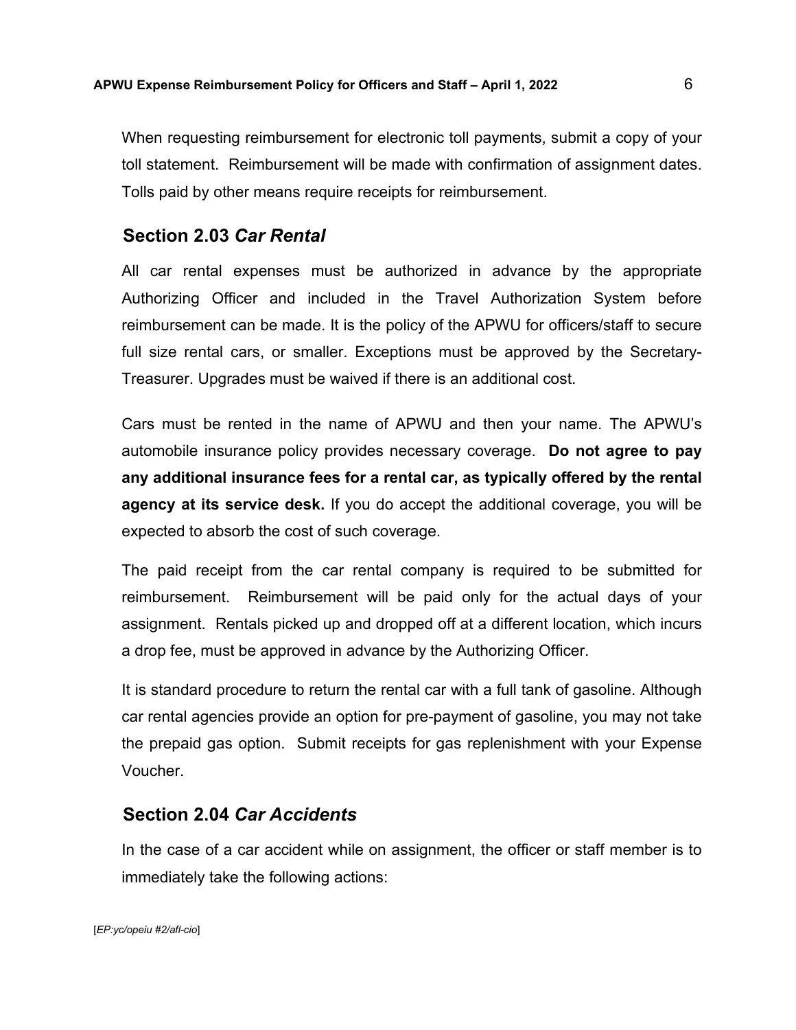When requesting reimbursement for electronic toll payments, submit a copy of your toll statement. Reimbursement will be made with confirmation of assignment dates. Tolls paid by other means require receipts for reimbursement.

## Section 2.03 *Car Rental*

All car rental expenses must be authorized in advance by the appropriate Authorizing Officer and included in the Travel Authorization System before reimbursement can be made. It is the policy of the APWU for officers/staff to secure full size rental cars, or smaller. Exceptions must be approved by the Secretary-Treasurer. Upgrades must be waived if there is an additional cost.

Cars must be rented in the name of APWU and then your name. The APWU's automobile insurance policy provides necessary coverage. **Do not agree to pay any additional insurance fees for a rental car, as typically offered by the rental agency at its service desk.** If you do accept the additional coverage, you will be expected to absorb the cost of such coverage.

The paid receipt from the car rental company is required to be submitted for reimbursement. Reimbursement will be paid only for the actual days of your assignment. Rentals picked up and dropped off at a different location, which incurs a drop fee, must be approved in advance by the Authorizing Officer.

It is standard procedure to return the rental car with a full tank of gasoline. Although car rental agencies provide an option for pre-payment of gasoline, you may not take the prepaid gas option. Submit receipts for gas replenishment with your Expense Voucher.

## Section 2.04 *Car Accidents*

In the case of a car accident while on assignment, the officer or staff member is to immediately take the following actions: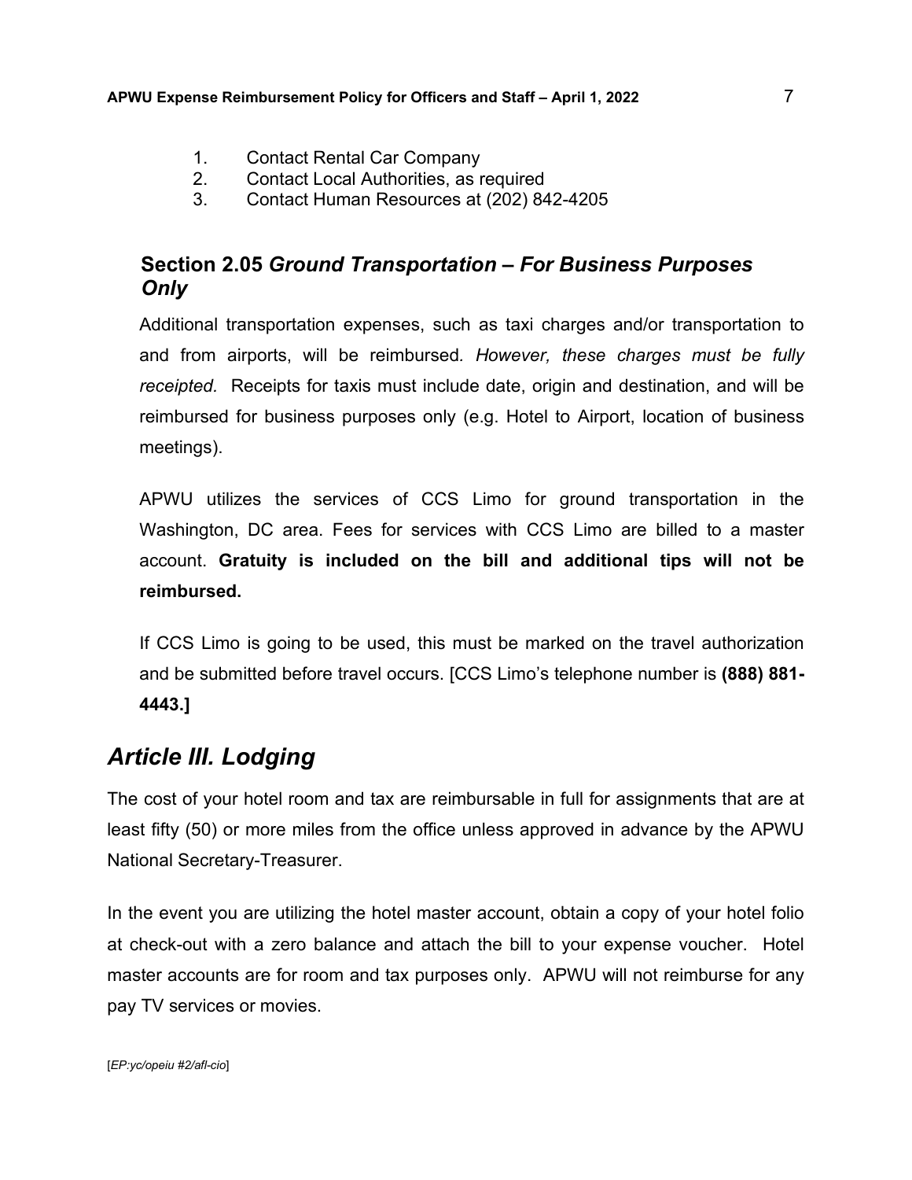1. Contact Rental Car Company
2. Contact Local Authorities, as required
3. Contact Human Resources at (202) 842-4205

### Section 2.05 *Ground Transportation – For Business Purposes Only*

Additional transportation expenses, such as taxi charges and/or transportation to and from airports, will be reimbursed*. However, these charges must be fully receipted.* Receipts for taxis must include date, origin and destination, and will be reimbursed for business purposes only (e.g. Hotel to Airport, location of business meetings).

APWU utilizes the services of CCS Limo for ground transportation in the Washington, DC area. Fees for services with CCS Limo are billed to a master account. **Gratuity is included on the bill and additional tips will not be reimbursed.**

If CCS Limo is going to be used, this must be marked on the travel authorization and be submitted before travel occurs. [CCS Limo's telephone number is **(888) 881-4443.]**

## *Article III. Lodging*

The cost of your hotel room and tax are reimbursable in full for assignments that are at least fifty (50) or more miles from the office unless approved in advance by the APWU National Secretary-Treasurer.

In the event you are utilizing the hotel master account, obtain a copy of your hotel folio at check-out with a zero balance and attach the bill to your expense voucher. Hotel master accounts are for room and tax purposes only. APWU will not reimburse for any pay TV services or movies.

[*EP:yc/opeiu #2/afl-cio*]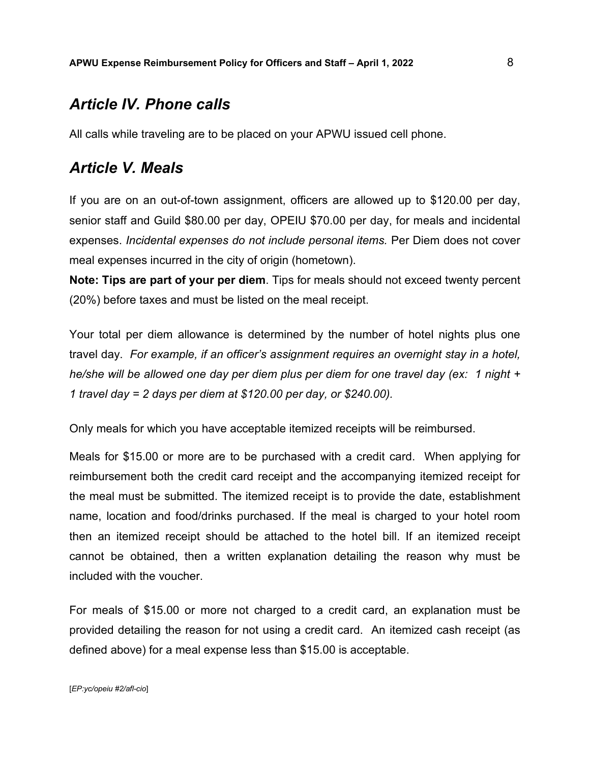## *Article IV. Phone calls*

All calls while traveling are to be placed on your APWU issued cell phone.

## *Article V. Meals*

If you are on an out-of-town assignment, officers are allowed up to $120.00 per day, senior staff and Guild $80.00 per day, OPEIU $70.00 per day, for meals and incidental expenses. *Incidental expenses do not include personal items.* Per Diem does not cover meal expenses incurred in the city of origin (hometown).

**Note: Tips are part of your per diem**. Tips for meals should not exceed twenty percent (20%) before taxes and must be listed on the meal receipt.

Your total per diem allowance is determined by the number of hotel nights plus one travel day. *For example, if an officer's assignment requires an overnight stay in a hotel, he/she will be allowed one day per diem plus per diem for one travel day (ex: 1 night + 1 travel day = 2 days per diem at $120.00 per day, or $240.00).*

Only meals for which you have acceptable itemized receipts will be reimbursed.

Meals for $15.00 or more are to be purchased with a credit card. When applying for reimbursement both the credit card receipt and the accompanying itemized receipt for the meal must be submitted. The itemized receipt is to provide the date, establishment name, location and food/drinks purchased. If the meal is charged to your hotel room then an itemized receipt should be attached to the hotel bill. If an itemized receipt cannot be obtained, then a written explanation detailing the reason why must be included with the voucher.

For meals of $15.00 or more not charged to a credit card, an explanation must be provided detailing the reason for not using a credit card. An itemized cash receipt (as defined above) for a meal expense less than $15.00 is acceptable.

[*EP:yc/opeiu #2/afl-cio*]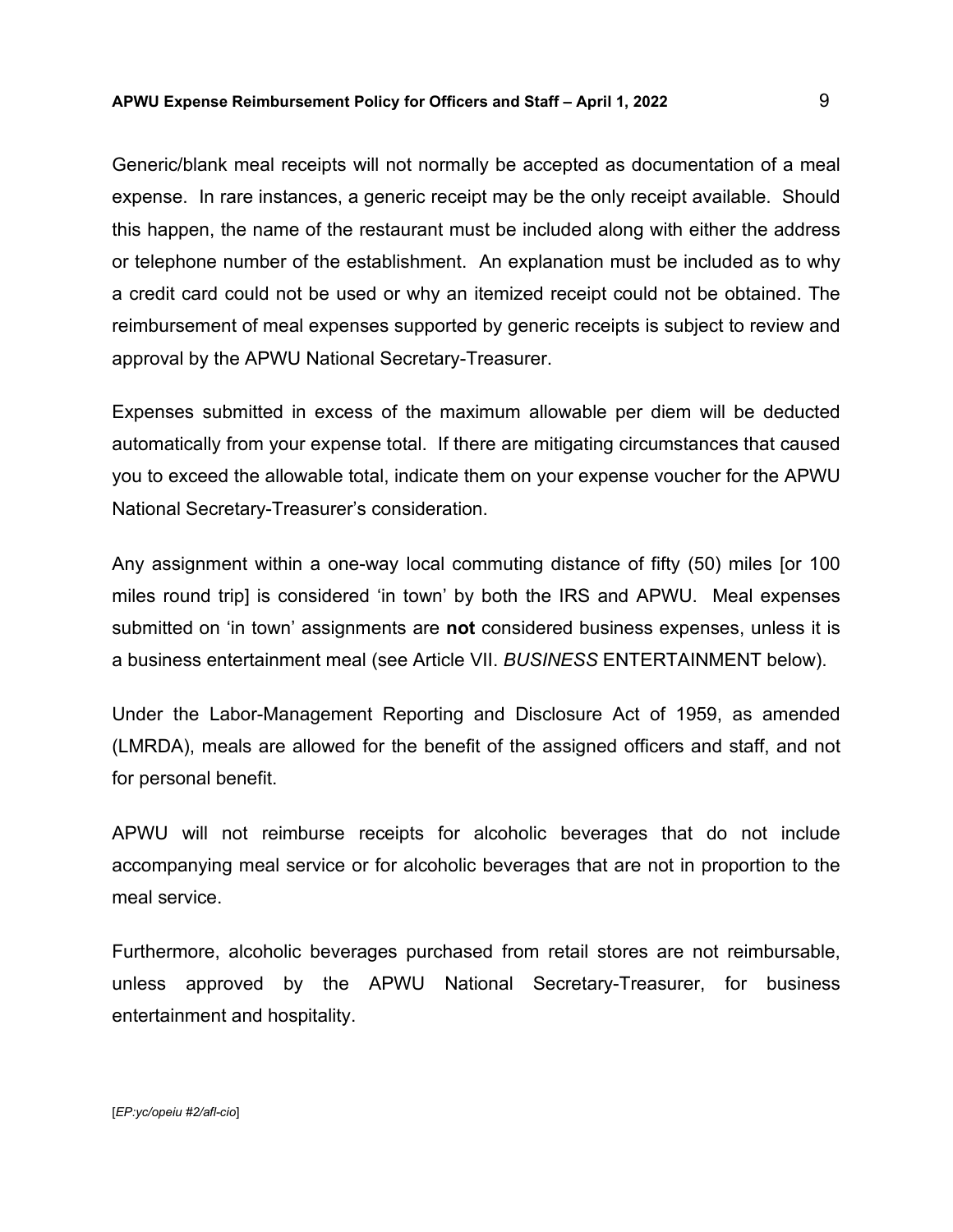Generic/blank meal receipts will not normally be accepted as documentation of a meal expense. In rare instances, a generic receipt may be the only receipt available. Should this happen, the name of the restaurant must be included along with either the address or telephone number of the establishment. An explanation must be included as to why a credit card could not be used or why an itemized receipt could not be obtained. The reimbursement of meal expenses supported by generic receipts is subject to review and approval by the APWU National Secretary-Treasurer.

Expenses submitted in excess of the maximum allowable per diem will be deducted automatically from your expense total. If there are mitigating circumstances that caused you to exceed the allowable total, indicate them on your expense voucher for the APWU National Secretary-Treasurer's consideration.

Any assignment within a one-way local commuting distance of fifty (50) miles [or 100 miles round trip] is considered 'in town' by both the IRS and APWU. Meal expenses submitted on 'in town' assignments are **not** considered business expenses, unless it is a business entertainment meal (see Article VII. *BUSINESS* ENTERTAINMENT below).

Under the Labor-Management Reporting and Disclosure Act of 1959, as amended (LMRDA), meals are allowed for the benefit of the assigned officers and staff, and not for personal benefit.

APWU will not reimburse receipts for alcoholic beverages that do not include accompanying meal service or for alcoholic beverages that are not in proportion to the meal service.

Furthermore, alcoholic beverages purchased from retail stores are not reimbursable, unless approved by the APWU National Secretary-Treasurer, for business entertainment and hospitality.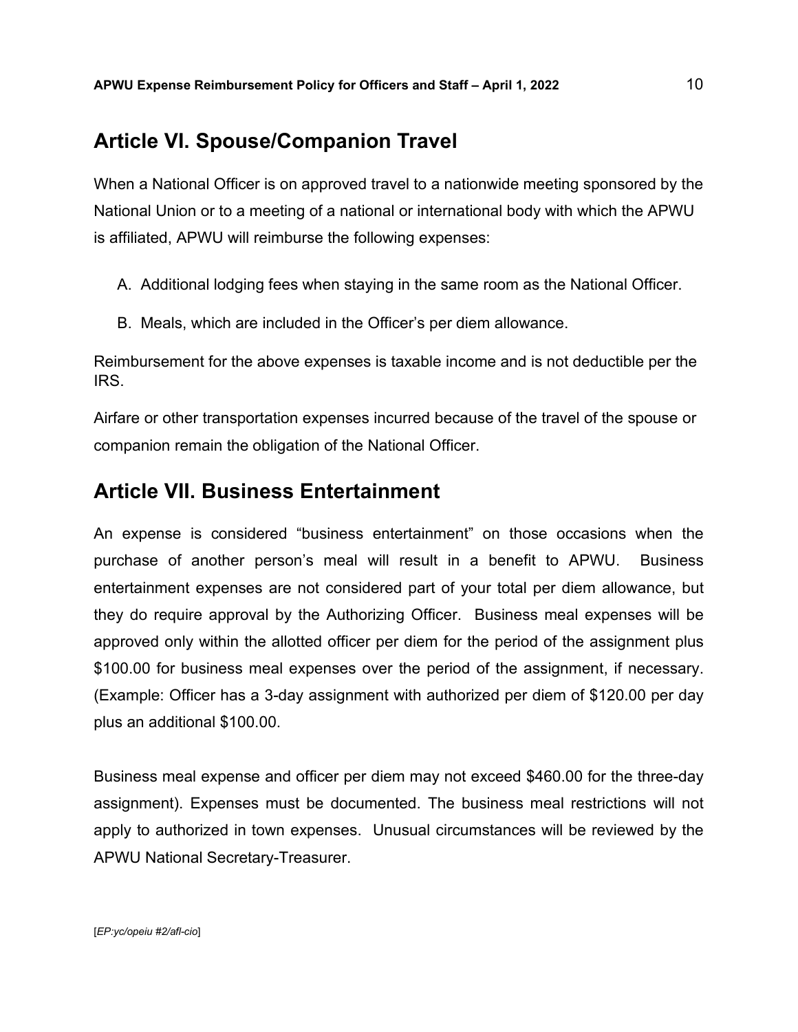## Article VI. Spouse/Companion Travel

When a National Officer is on approved travel to a nationwide meeting sponsored by the National Union or to a meeting of a national or international body with which the APWU is affiliated, APWU will reimburse the following expenses:

A. Additional lodging fees when staying in the same room as the National Officer.

B. Meals, which are included in the Officer's per diem allowance.

Reimbursement for the above expenses is taxable income and is not deductible per the IRS.

Airfare or other transportation expenses incurred because of the travel of the spouse or companion remain the obligation of the National Officer.

## Article VII. Business Entertainment

An expense is considered "business entertainment" on those occasions when the purchase of another person's meal will result in a benefit to APWU. Business entertainment expenses are not considered part of your total per diem allowance, but they do require approval by the Authorizing Officer. Business meal expenses will be approved only within the allotted officer per diem for the period of the assignment plus $100.00 for business meal expenses over the period of the assignment, if necessary. (Example: Officer has a 3-day assignment with authorized per diem of $120.00 per day plus an additional $100.00.

Business meal expense and officer per diem may not exceed $460.00 for the three-day assignment). Expenses must be documented. The business meal restrictions will not apply to authorized in town expenses. Unusual circumstances will be reviewed by the APWU National Secretary-Treasurer.

[*EP:yc/opeiu #2/afl-cio*]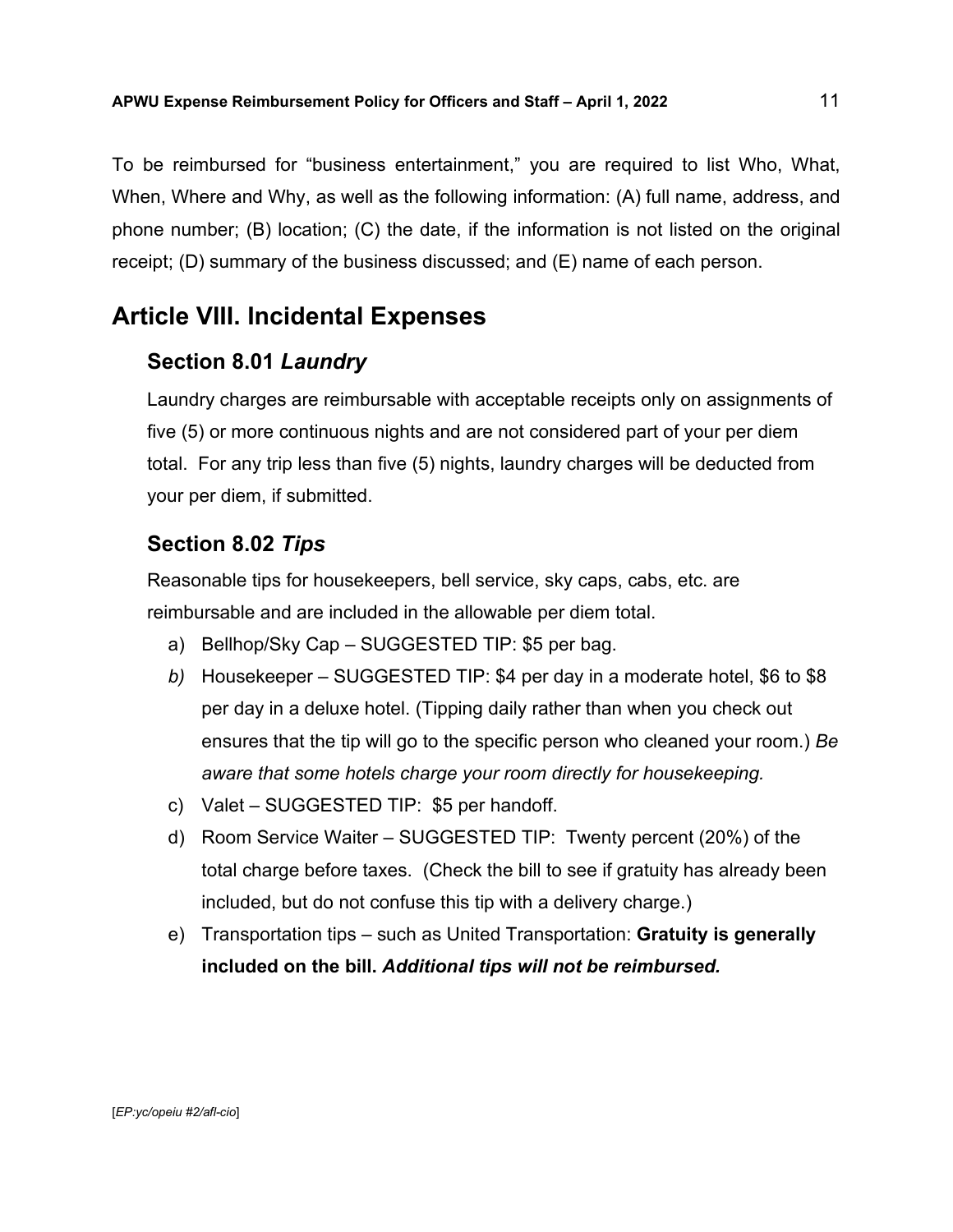To be reimbursed for "business entertainment," you are required to list Who, What, When, Where and Why, as well as the following information: (A) full name, address, and phone number; (B) location; (C) the date, if the information is not listed on the original receipt; (D) summary of the business discussed; and (E) name of each person.

# Article VIII. Incidental Expenses

## Section 8.01 *Laundry*

Laundry charges are reimbursable with acceptable receipts only on assignments of five (5) or more continuous nights and are not considered part of your per diem total. For any trip less than five (5) nights, laundry charges will be deducted from your per diem, if submitted.

## Section 8.02 *Tips*

Reasonable tips for housekeepers, bell service, sky caps, cabs, etc. are reimbursable and are included in the allowable per diem total.

a) Bellhop/Sky Cap – SUGGESTED TIP: $5 per bag.

*b)* Housekeeper – SUGGESTED TIP: $4 per day in a moderate hotel, $6 to $8 per day in a deluxe hotel. (Tipping daily rather than when you check out ensures that the tip will go to the specific person who cleaned your room.) *Be aware that some hotels charge your room directly for housekeeping.*

c) Valet – SUGGESTED TIP: $5 per handoff.

d) Room Service Waiter – SUGGESTED TIP: Twenty percent (20%) of the total charge before taxes. (Check the bill to see if gratuity has already been included, but do not confuse this tip with a delivery charge.)

e) Transportation tips – such as United Transportation: **Gratuity is generally included on the bill. *Additional tips will not be reimbursed.***

[*EP:yc/opeiu #2/afl-cio*]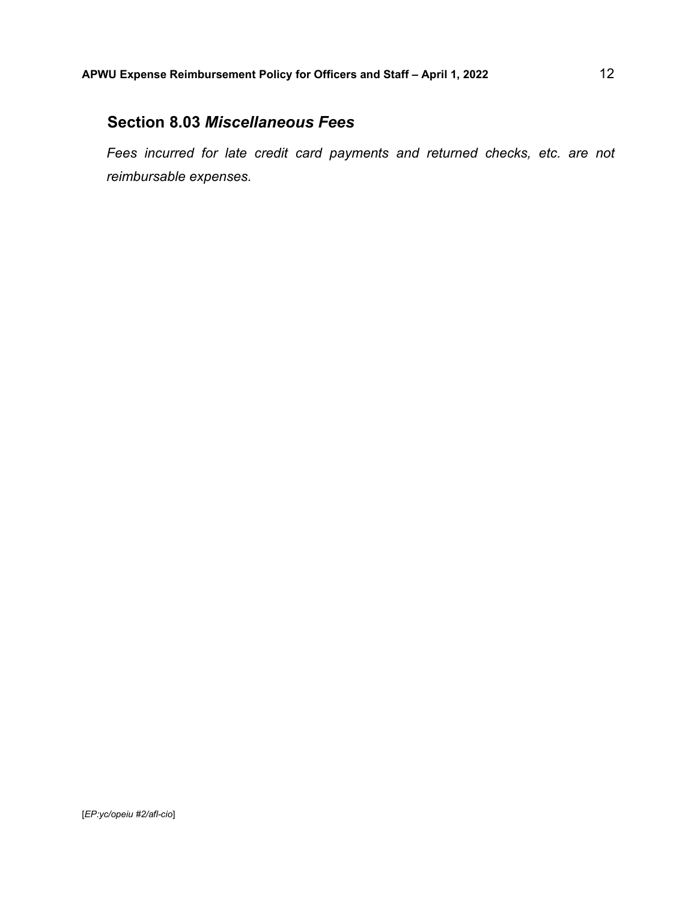## Section 8.03 *Miscellaneous Fees*

*Fees incurred for late credit card payments and returned checks, etc. are not reimbursable expenses.*

[*EP:yc/opeiu #2/afl-cio*]